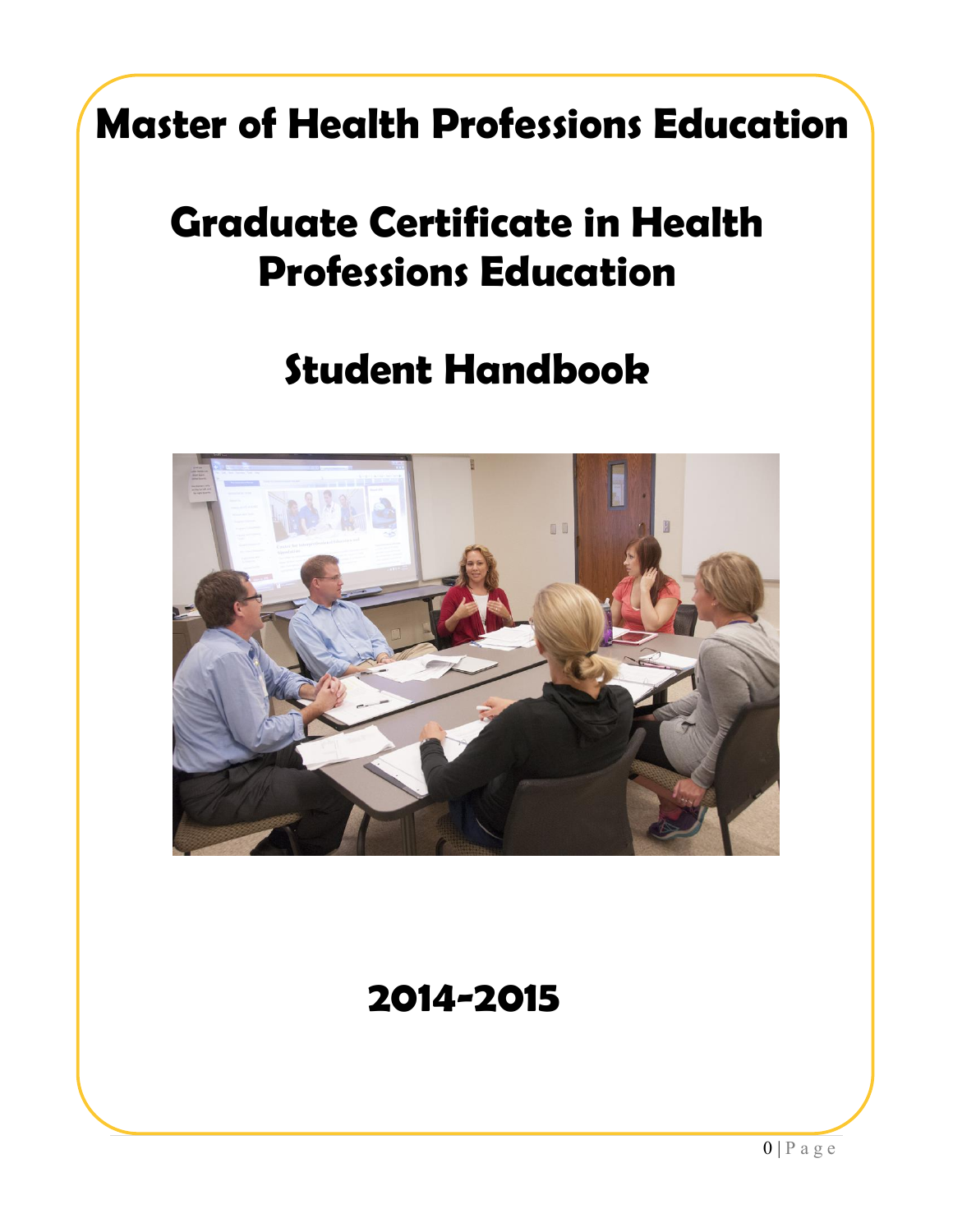# Master of Health Professions Education

# Graduate Certificate in Health Professions Education

# Student Handbook

# 2014-2015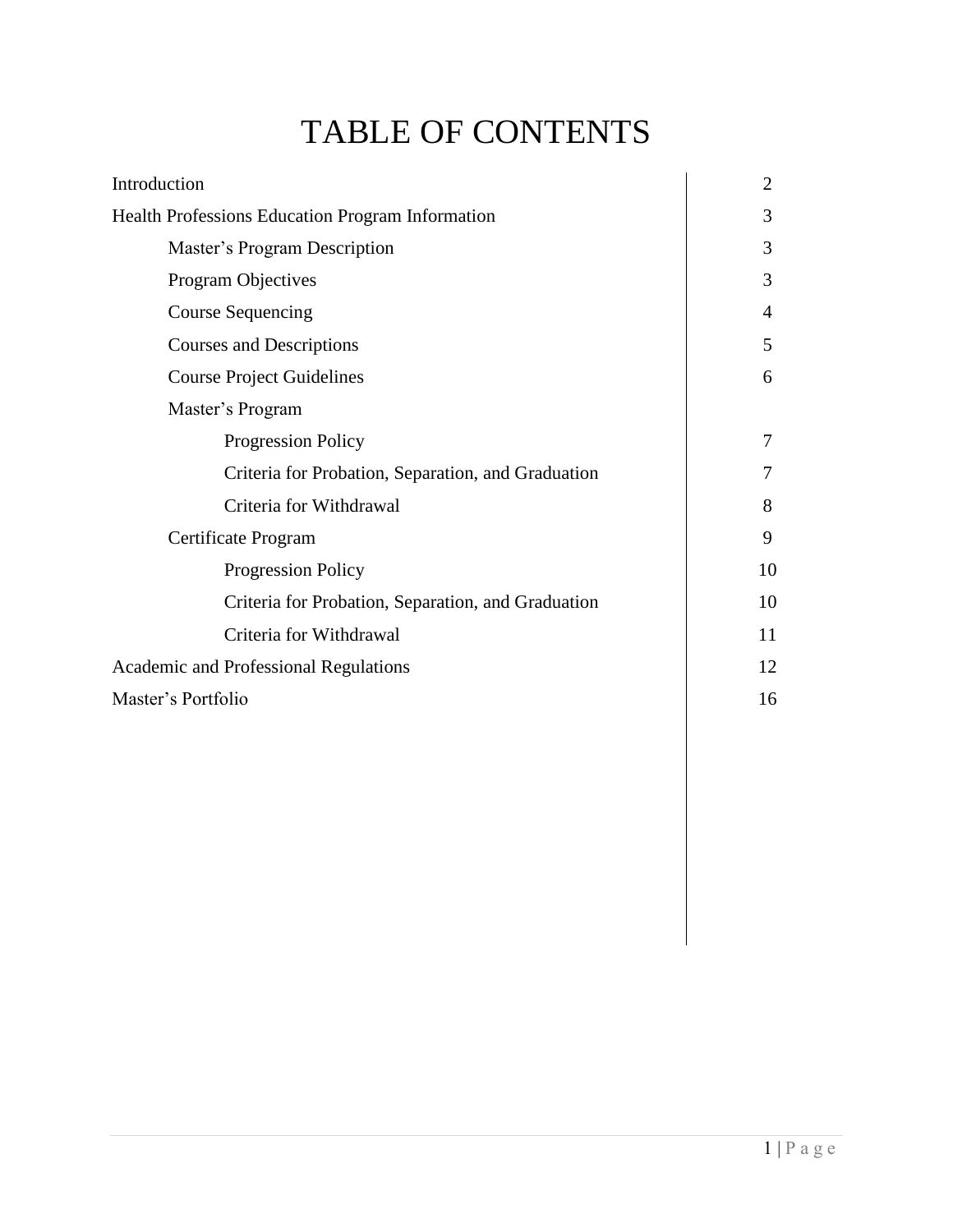# TABLE OF CONTENTS

| | |
|---|---|
| Introduction | 2 |
| Health Professions Education Program Information | 3 |
| &nbsp;&nbsp;&nbsp;&nbsp;Master's Program Description | 3 |
| &nbsp;&nbsp;&nbsp;&nbsp;Program Objectives | 3 |
| &nbsp;&nbsp;&nbsp;&nbsp;Course Sequencing | 4 |
| &nbsp;&nbsp;&nbsp;&nbsp;Courses and Descriptions | 5 |
| &nbsp;&nbsp;&nbsp;&nbsp;Course Project Guidelines | 6 |
| &nbsp;&nbsp;&nbsp;&nbsp;Master's Program | |
| &nbsp;&nbsp;&nbsp;&nbsp;&nbsp;&nbsp;&nbsp;&nbsp;Progression Policy | 7 |
| &nbsp;&nbsp;&nbsp;&nbsp;&nbsp;&nbsp;&nbsp;&nbsp;Criteria for Probation, Separation, and Graduation | 7 |
| &nbsp;&nbsp;&nbsp;&nbsp;&nbsp;&nbsp;&nbsp;&nbsp;Criteria for Withdrawal | 8 |
| &nbsp;&nbsp;&nbsp;&nbsp;Certificate Program | 9 |
| &nbsp;&nbsp;&nbsp;&nbsp;&nbsp;&nbsp;&nbsp;&nbsp;Progression Policy | 10 |
| &nbsp;&nbsp;&nbsp;&nbsp;&nbsp;&nbsp;&nbsp;&nbsp;Criteria for Probation, Separation, and Graduation | 10 |
| &nbsp;&nbsp;&nbsp;&nbsp;&nbsp;&nbsp;&nbsp;&nbsp;Criteria for Withdrawal | 11 |
| Academic and Professional Regulations | 12 |
| Master's Portfolio | 16 |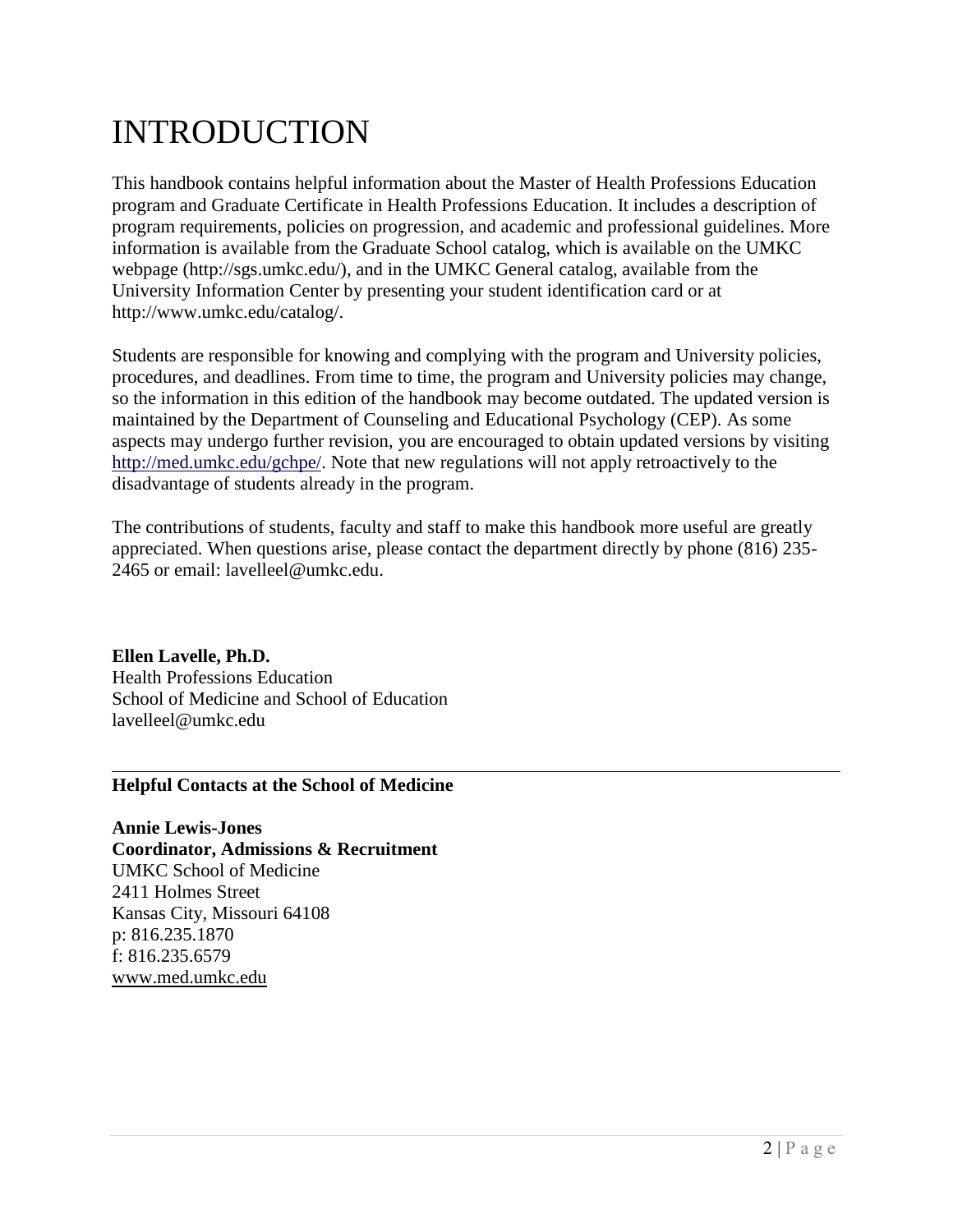# INTRODUCTION

This handbook contains helpful information about the Master of Health Professions Education program and Graduate Certificate in Health Professions Education. It includes a description of program requirements, policies on progression, and academic and professional guidelines. More information is available from the Graduate School catalog, which is available on the UMKC webpage (http://sgs.umkc.edu/), and in the UMKC General catalog, available from the University Information Center by presenting your student identification card or at http://www.umkc.edu/catalog/.

Students are responsible for knowing and complying with the program and University policies, procedures, and deadlines. From time to time, the program and University policies may change, so the information in this edition of the handbook may become outdated. The updated version is maintained by the Department of Counseling and Educational Psychology (CEP). As some aspects may undergo further revision, you are encouraged to obtain updated versions by visiting http://med.umkc.edu/gchpe/. Note that new regulations will not apply retroactively to the disadvantage of students already in the program.

The contributions of students, faculty and staff to make this handbook more useful are greatly appreciated. When questions arise, please contact the department directly by phone (816) 235-2465 or email: lavelleel@umkc.edu.

**Ellen Lavelle, Ph.D.**
Health Professions Education
School of Medicine and School of Education
lavelleel@umkc.edu

---

**Helpful Contacts at the School of Medicine**

**Annie Lewis-Jones**
**Coordinator, Admissions & Recruitment**
UMKC School of Medicine
2411 Holmes Street
Kansas City, Missouri 64108
p: 816.235.1870
f: 816.235.6579
www.med.umkc.edu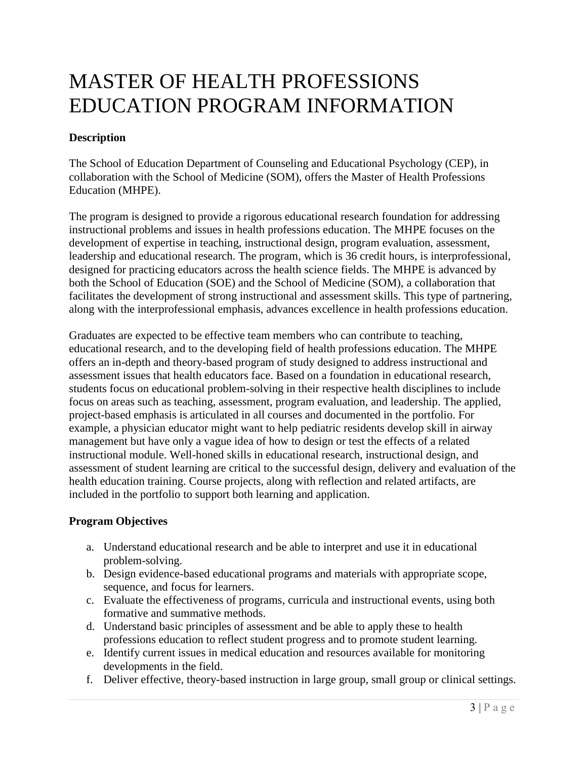# MASTER OF HEALTH PROFESSIONS EDUCATION PROGRAM INFORMATION

**Description**

The School of Education Department of Counseling and Educational Psychology (CEP), in collaboration with the School of Medicine (SOM), offers the Master of Health Professions Education (MHPE).

The program is designed to provide a rigorous educational research foundation for addressing instructional problems and issues in health professions education. The MHPE focuses on the development of expertise in teaching, instructional design, program evaluation, assessment, leadership and educational research. The program, which is 36 credit hours, is interprofessional, designed for practicing educators across the health science fields. The MHPE is advanced by both the School of Education (SOE) and the School of Medicine (SOM), a collaboration that facilitates the development of strong instructional and assessment skills. This type of partnering, along with the interprofessional emphasis, advances excellence in health professions education.

Graduates are expected to be effective team members who can contribute to teaching, educational research, and to the developing field of health professions education. The MHPE offers an in-depth and theory-based program of study designed to address instructional and assessment issues that health educators face. Based on a foundation in educational research, students focus on educational problem-solving in their respective health disciplines to include focus on areas such as teaching, assessment, program evaluation, and leadership. The applied, project-based emphasis is articulated in all courses and documented in the portfolio. For example, a physician educator might want to help pediatric residents develop skill in airway management but have only a vague idea of how to design or test the effects of a related instructional module. Well-honed skills in educational research, instructional design, and assessment of student learning are critical to the successful design, delivery and evaluation of the health education training. Course projects, along with reflection and related artifacts, are included in the portfolio to support both learning and application.

**Program Objectives**

a. Understand educational research and be able to interpret and use it in educational problem-solving.
b. Design evidence-based educational programs and materials with appropriate scope, sequence, and focus for learners.
c. Evaluate the effectiveness of programs, curricula and instructional events, using both formative and summative methods.
d. Understand basic principles of assessment and be able to apply these to health professions education to reflect student progress and to promote student learning.
e. Identify current issues in medical education and resources available for monitoring developments in the field.
f. Deliver effective, theory-based instruction in large group, small group or clinical settings.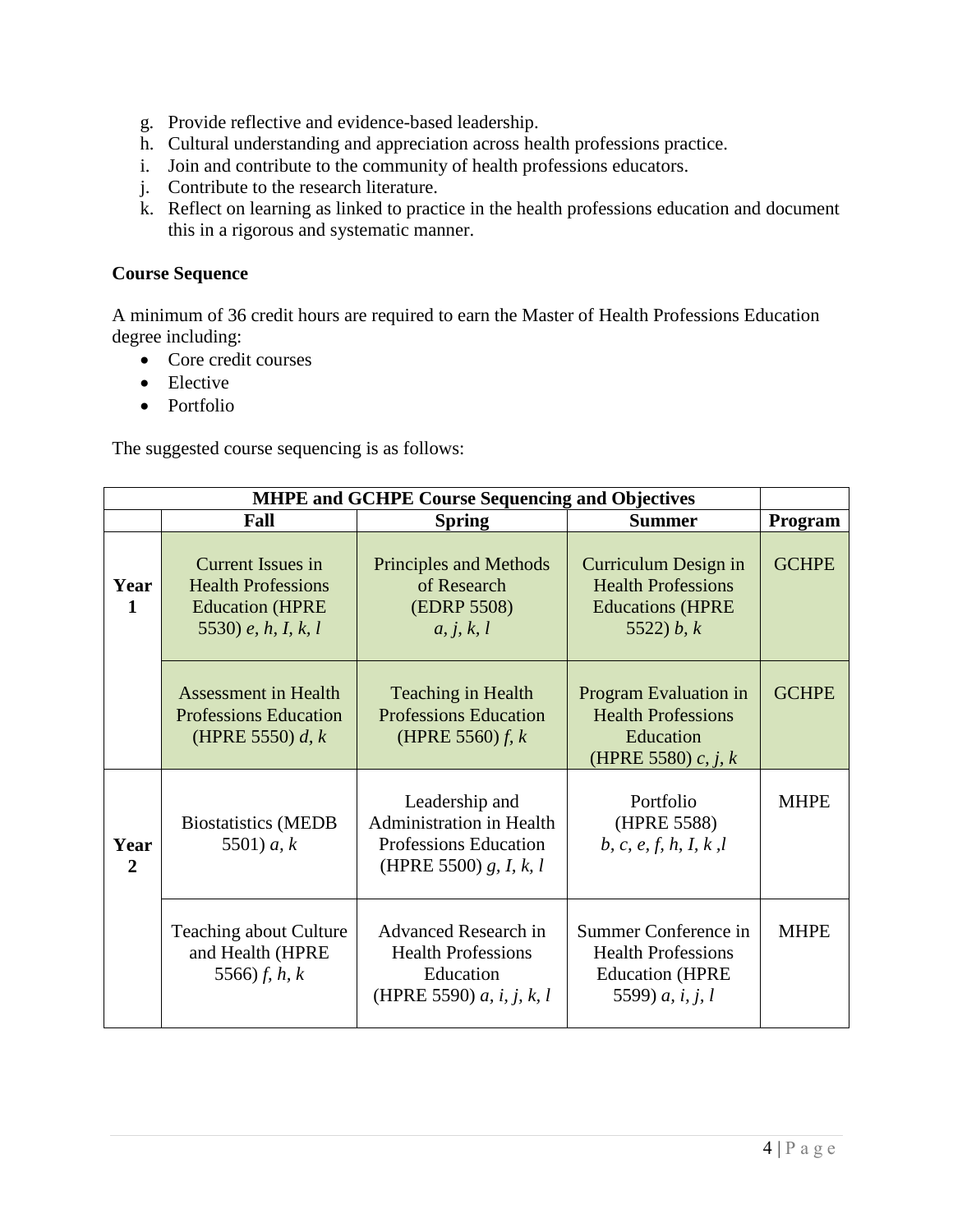g. Provide reflective and evidence-based leadership.
h. Cultural understanding and appreciation across health professions practice.
i. Join and contribute to the community of health professions educators.
j. Contribute to the research literature.
k. Reflect on learning as linked to practice in the health professions education and document this in a rigorous and systematic manner.

**Course Sequence**

A minimum of 36 credit hours are required to earn the Master of Health Professions Education degree including:

- Core credit courses
- Elective
- Portfolio

The suggested course sequencing is as follows:

| MHPE and GCHPE Course Sequencing and Objectives | | | | |
|---|---|---|---|---|
| | **Fall** | **Spring** | **Summer** | **Program** |
| **Year 1** | Current Issues in Health Professions Education (HPRE 5530) *e, h, I, k, l* | Principles and Methods of Research (EDRP 5508) *a, j, k, l* | Curriculum Design in Health Professions Educations (HPRE 5522) *b, k* | GCHPE |
| | Assessment in Health Professions Education (HPRE 5550) *d, k* | Teaching in Health Professions Education (HPRE 5560) *f, k* | Program Evaluation in Health Professions Education (HPRE 5580) *c, j, k* | GCHPE |
| **Year 2** | Biostatistics (MEDB 5501) *a, k* | Leadership and Administration in Health Professions Education (HPRE 5500) *g, I, k, l* | Portfolio (HPRE 5588) *b, c, e, f, h, I, k ,l* | MHPE |
| | Teaching about Culture and Health (HPRE 5566) *f, h, k* | Advanced Research in Health Professions Education (HPRE 5590) *a, i, j, k, l* | Summer Conference in Health Professions Education (HPRE 5599) *a, i, j, l* | MHPE |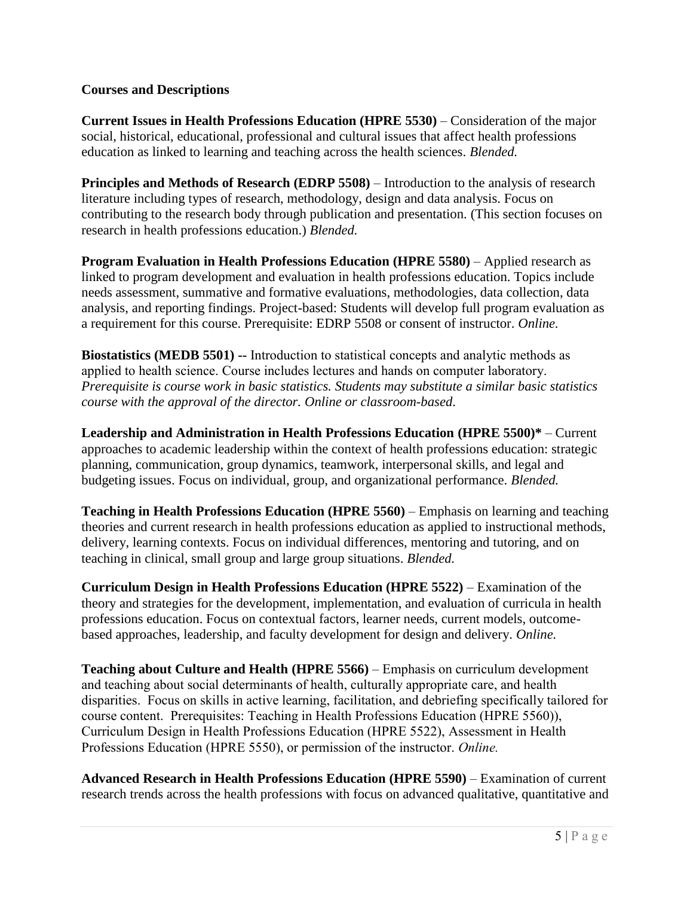**Courses and Descriptions**

**Current Issues in Health Professions Education (HPRE 5530)** – Consideration of the major social, historical, educational, professional and cultural issues that affect health professions education as linked to learning and teaching across the health sciences. *Blended.*

**Principles and Methods of Research (EDRP 5508)** – Introduction to the analysis of research literature including types of research, methodology, design and data analysis. Focus on contributing to the research body through publication and presentation. (This section focuses on research in health professions education.) *Blended.*

**Program Evaluation in Health Professions Education (HPRE 5580)** – Applied research as linked to program development and evaluation in health professions education. Topics include needs assessment, summative and formative evaluations, methodologies, data collection, data analysis, and reporting findings. Project-based: Students will develop full program evaluation as a requirement for this course. Prerequisite: EDRP 5508 or consent of instructor. *Online.*

**Biostatistics (MEDB 5501) --** Introduction to statistical concepts and analytic methods as applied to health science. Course includes lectures and hands on computer laboratory. *Prerequisite is course work in basic statistics. Students may substitute a similar basic statistics course with the approval of the director. Online or classroom-based.*

**Leadership and Administration in Health Professions Education (HPRE 5500)*** – Current approaches to academic leadership within the context of health professions education: strategic planning, communication, group dynamics, teamwork, interpersonal skills, and legal and budgeting issues. Focus on individual, group, and organizational performance. *Blended.*

**Teaching in Health Professions Education (HPRE 5560)** – Emphasis on learning and teaching theories and current research in health professions education as applied to instructional methods, delivery, learning contexts. Focus on individual differences, mentoring and tutoring, and on teaching in clinical, small group and large group situations. *Blended.*

**Curriculum Design in Health Professions Education (HPRE 5522)** – Examination of the theory and strategies for the development, implementation, and evaluation of curricula in health professions education. Focus on contextual factors, learner needs, current models, outcome-based approaches, leadership, and faculty development for design and delivery. *Online.*

**Teaching about Culture and Health (HPRE 5566)** – Emphasis on curriculum development and teaching about social determinants of health, culturally appropriate care, and health disparities. Focus on skills in active learning, facilitation, and debriefing specifically tailored for course content. Prerequisites: Teaching in Health Professions Education (HPRE 5560)), Curriculum Design in Health Professions Education (HPRE 5522), Assessment in Health Professions Education (HPRE 5550), or permission of the instructor. *Online.*

**Advanced Research in Health Professions Education (HPRE 5590)** – Examination of current research trends across the health professions with focus on advanced qualitative, quantitative and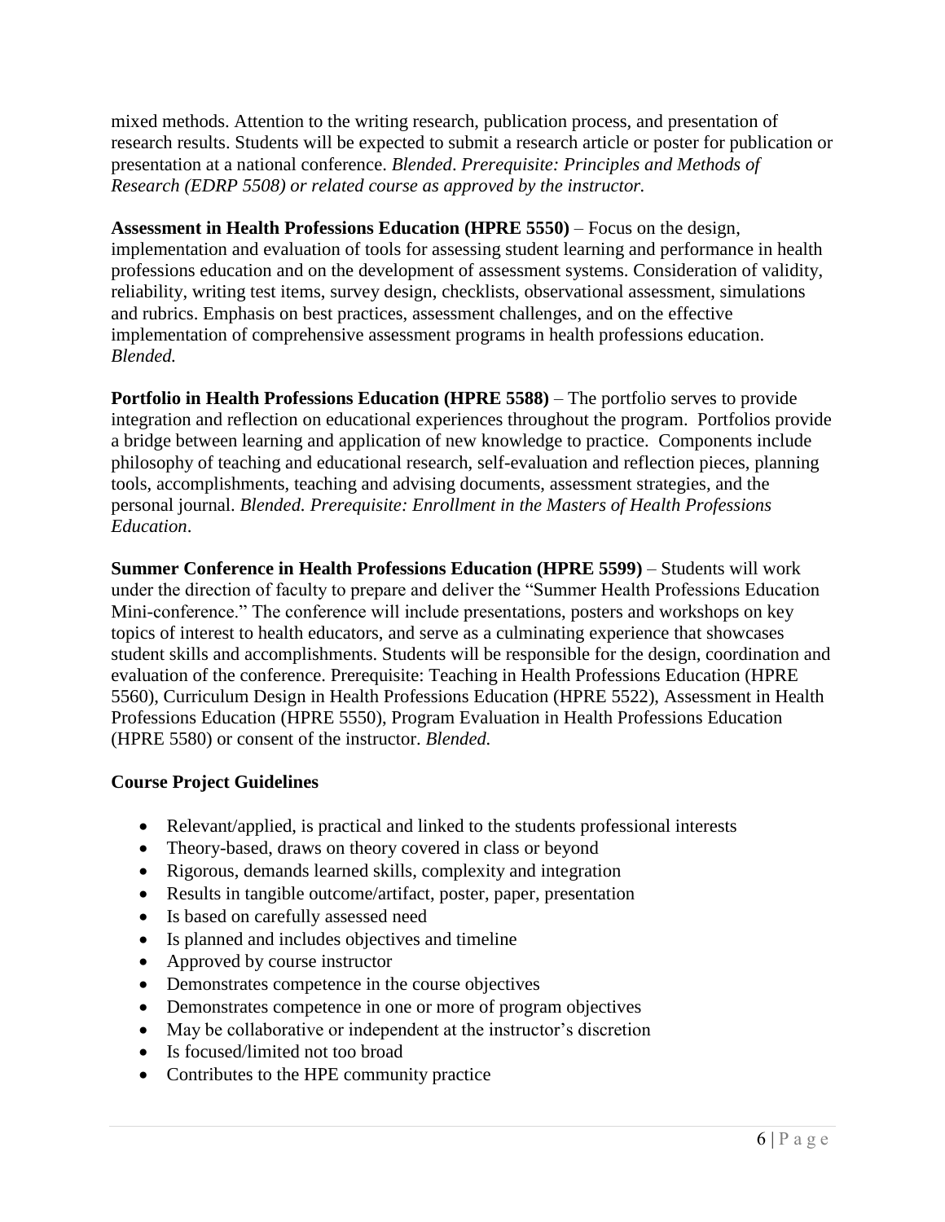mixed methods. Attention to the writing research, publication process, and presentation of research results. Students will be expected to submit a research article or poster for publication or presentation at a national conference. *Blended*. *Prerequisite: Principles and Methods of Research (EDRP 5508) or related course as approved by the instructor.*

**Assessment in Health Professions Education (HPRE 5550)** – Focus on the design, implementation and evaluation of tools for assessing student learning and performance in health professions education and on the development of assessment systems. Consideration of validity, reliability, writing test items, survey design, checklists, observational assessment, simulations and rubrics. Emphasis on best practices, assessment challenges, and on the effective implementation of comprehensive assessment programs in health professions education. *Blended.*

**Portfolio in Health Professions Education (HPRE 5588)** – The portfolio serves to provide integration and reflection on educational experiences throughout the program. Portfolios provide a bridge between learning and application of new knowledge to practice. Components include philosophy of teaching and educational research, self-evaluation and reflection pieces, planning tools, accomplishments, teaching and advising documents, assessment strategies, and the personal journal. *Blended. Prerequisite: Enrollment in the Masters of Health Professions Education*.

**Summer Conference in Health Professions Education (HPRE 5599)** – Students will work under the direction of faculty to prepare and deliver the "Summer Health Professions Education Mini-conference." The conference will include presentations, posters and workshops on key topics of interest to health educators, and serve as a culminating experience that showcases student skills and accomplishments. Students will be responsible for the design, coordination and evaluation of the conference. Prerequisite: Teaching in Health Professions Education (HPRE 5560), Curriculum Design in Health Professions Education (HPRE 5522), Assessment in Health Professions Education (HPRE 5550), Program Evaluation in Health Professions Education (HPRE 5580) or consent of the instructor. *Blended.*

### Course Project Guidelines

- Relevant/applied, is practical and linked to the students professional interests
- Theory-based, draws on theory covered in class or beyond
- Rigorous, demands learned skills, complexity and integration
- Results in tangible outcome/artifact, poster, paper, presentation
- Is based on carefully assessed need
- Is planned and includes objectives and timeline
- Approved by course instructor
- Demonstrates competence in the course objectives
- Demonstrates competence in one or more of program objectives
- May be collaborative or independent at the instructor's discretion
- Is focused/limited not too broad
- Contributes to the HPE community practice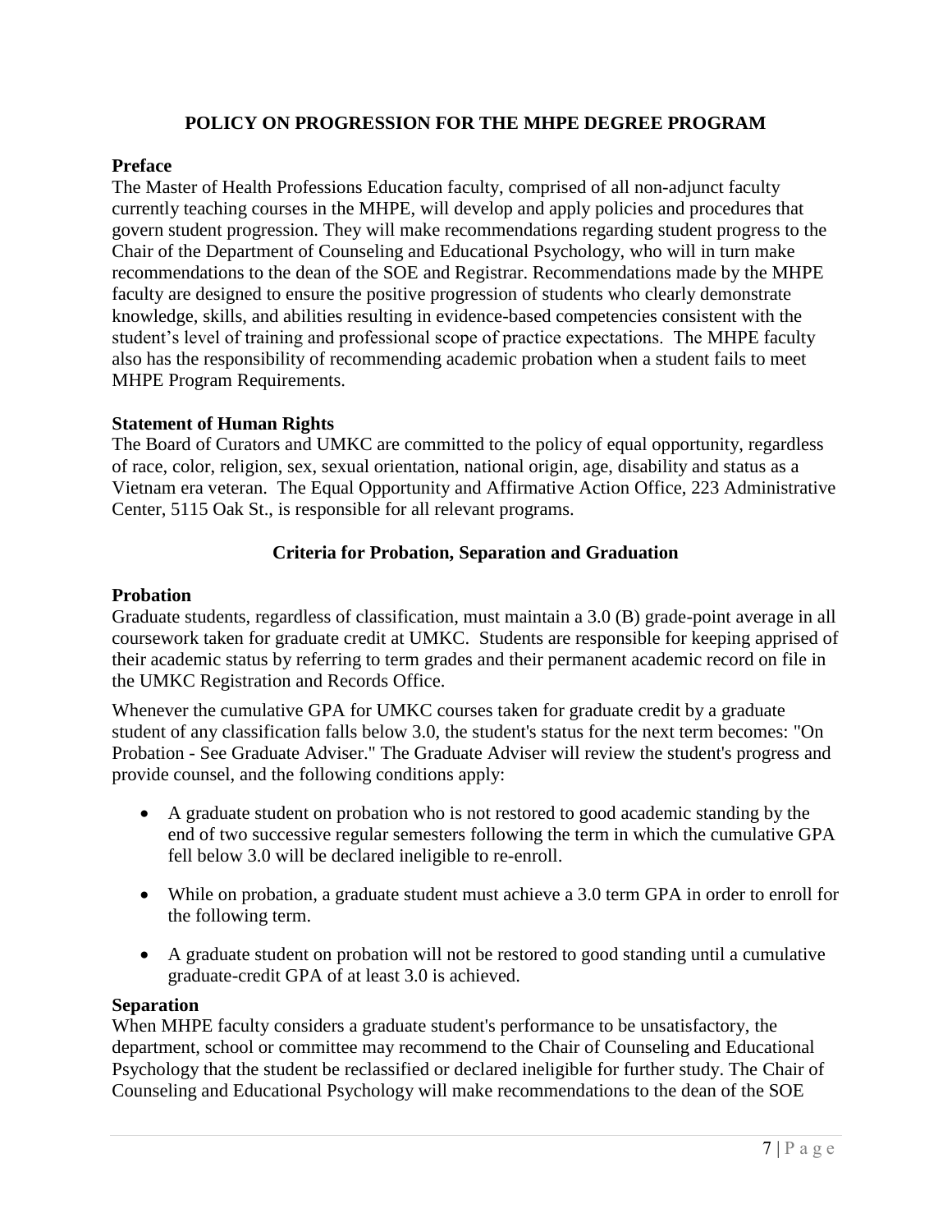# POLICY ON PROGRESSION FOR THE MHPE DEGREE PROGRAM

### Preface

The Master of Health Professions Education faculty, comprised of all non-adjunct faculty currently teaching courses in the MHPE, will develop and apply policies and procedures that govern student progression. They will make recommendations regarding student progress to the Chair of the Department of Counseling and Educational Psychology, who will in turn make recommendations to the dean of the SOE and Registrar. Recommendations made by the MHPE faculty are designed to ensure the positive progression of students who clearly demonstrate knowledge, skills, and abilities resulting in evidence-based competencies consistent with the student's level of training and professional scope of practice expectations. The MHPE faculty also has the responsibility of recommending academic probation when a student fails to meet MHPE Program Requirements.

### Statement of Human Rights

The Board of Curators and UMKC are committed to the policy of equal opportunity, regardless of race, color, religion, sex, sexual orientation, national origin, age, disability and status as a Vietnam era veteran. The Equal Opportunity and Affirmative Action Office, 223 Administrative Center, 5115 Oak St., is responsible for all relevant programs.

## Criteria for Probation, Separation and Graduation

### Probation

Graduate students, regardless of classification, must maintain a 3.0 (B) grade-point average in all coursework taken for graduate credit at UMKC. Students are responsible for keeping apprised of their academic status by referring to term grades and their permanent academic record on file in the UMKC Registration and Records Office.

Whenever the cumulative GPA for UMKC courses taken for graduate credit by a graduate student of any classification falls below 3.0, the student's status for the next term becomes: "On Probation - See Graduate Adviser." The Graduate Adviser will review the student's progress and provide counsel, and the following conditions apply:

- A graduate student on probation who is not restored to good academic standing by the end of two successive regular semesters following the term in which the cumulative GPA fell below 3.0 will be declared ineligible to re-enroll.
- While on probation, a graduate student must achieve a 3.0 term GPA in order to enroll for the following term.
- A graduate student on probation will not be restored to good standing until a cumulative graduate-credit GPA of at least 3.0 is achieved.

### Separation

When MHPE faculty considers a graduate student's performance to be unsatisfactory, the department, school or committee may recommend to the Chair of Counseling and Educational Psychology that the student be reclassified or declared ineligible for further study. The Chair of Counseling and Educational Psychology will make recommendations to the dean of the SOE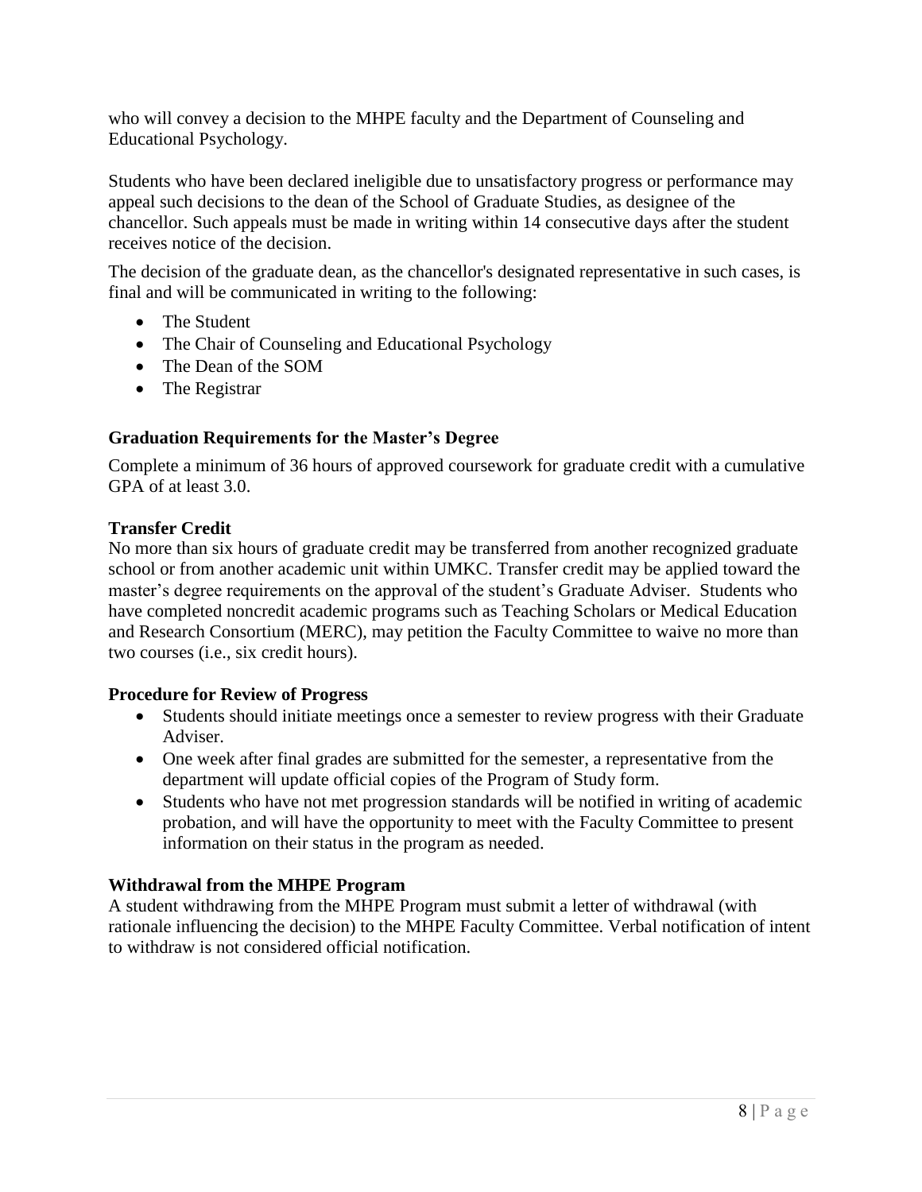who will convey a decision to the MHPE faculty and the Department of Counseling and Educational Psychology.

Students who have been declared ineligible due to unsatisfactory progress or performance may appeal such decisions to the dean of the School of Graduate Studies, as designee of the chancellor. Such appeals must be made in writing within 14 consecutive days after the student receives notice of the decision.

The decision of the graduate dean, as the chancellor's designated representative in such cases, is final and will be communicated in writing to the following:

- The Student
- The Chair of Counseling and Educational Psychology
- The Dean of the SOM
- The Registrar

### Graduation Requirements for the Master's Degree

Complete a minimum of 36 hours of approved coursework for graduate credit with a cumulative GPA of at least 3.0.

### Transfer Credit

No more than six hours of graduate credit may be transferred from another recognized graduate school or from another academic unit within UMKC. Transfer credit may be applied toward the master's degree requirements on the approval of the student's Graduate Adviser. Students who have completed noncredit academic programs such as Teaching Scholars or Medical Education and Research Consortium (MERC), may petition the Faculty Committee to waive no more than two courses (i.e., six credit hours).

### Procedure for Review of Progress

- Students should initiate meetings once a semester to review progress with their Graduate Adviser.
- One week after final grades are submitted for the semester, a representative from the department will update official copies of the Program of Study form.
- Students who have not met progression standards will be notified in writing of academic probation, and will have the opportunity to meet with the Faculty Committee to present information on their status in the program as needed.

### Withdrawal from the MHPE Program

A student withdrawing from the MHPE Program must submit a letter of withdrawal (with rationale influencing the decision) to the MHPE Faculty Committee. Verbal notification of intent to withdraw is not considered official notification.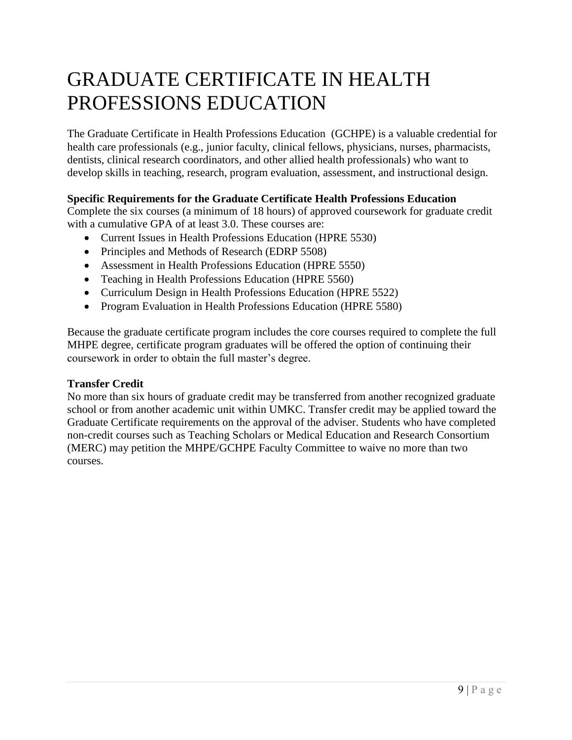# GRADUATE CERTIFICATE IN HEALTH PROFESSIONS EDUCATION

The Graduate Certificate in Health Professions Education  (GCHPE) is a valuable credential for health care professionals (e.g., junior faculty, clinical fellows, physicians, nurses, pharmacists, dentists, clinical research coordinators, and other allied health professionals) who want to develop skills in teaching, research, program evaluation, assessment, and instructional design.

**Specific Requirements for the Graduate Certificate Health Professions Education**
Complete the six courses (a minimum of 18 hours) of approved coursework for graduate credit with a cumulative GPA of at least 3.0. These courses are:

- Current Issues in Health Professions Education (HPRE 5530)
- Principles and Methods of Research (EDRP 5508)
- Assessment in Health Professions Education (HPRE 5550)
- Teaching in Health Professions Education (HPRE 5560)
- Curriculum Design in Health Professions Education (HPRE 5522)
- Program Evaluation in Health Professions Education (HPRE 5580)

Because the graduate certificate program includes the core courses required to complete the full MHPE degree, certificate program graduates will be offered the option of continuing their coursework in order to obtain the full master's degree.

**Transfer Credit**
No more than six hours of graduate credit may be transferred from another recognized graduate school or from another academic unit within UMKC. Transfer credit may be applied toward the Graduate Certificate requirements on the approval of the adviser. Students who have completed non-credit courses such as Teaching Scholars or Medical Education and Research Consortium (MERC) may petition the MHPE/GCHPE Faculty Committee to waive no more than two courses.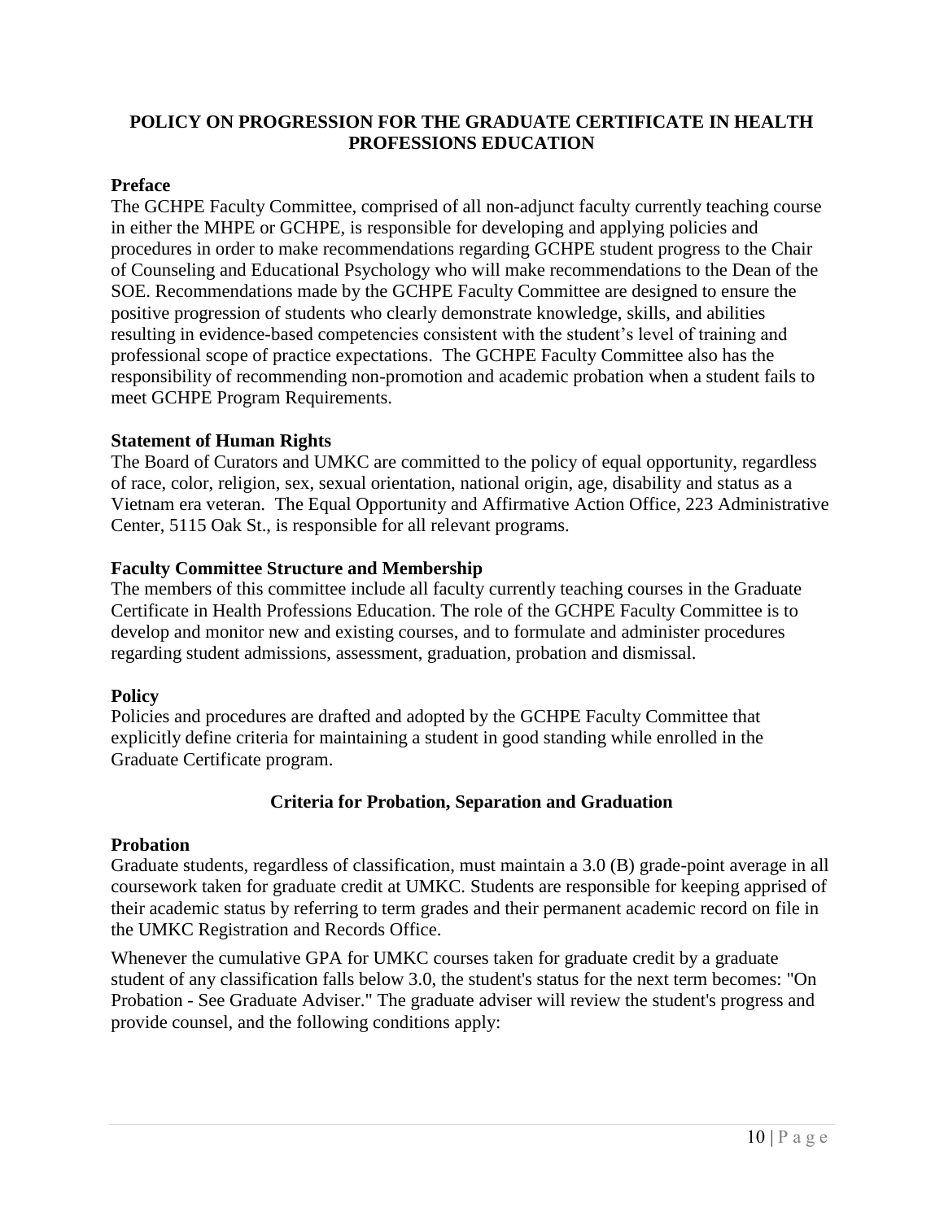## POLICY ON PROGRESSION FOR THE GRADUATE CERTIFICATE IN HEALTH PROFESSIONS EDUCATION

### Preface

The GCHPE Faculty Committee, comprised of all non-adjunct faculty currently teaching course in either the MHPE or GCHPE, is responsible for developing and applying policies and procedures in order to make recommendations regarding GCHPE student progress to the Chair of Counseling and Educational Psychology who will make recommendations to the Dean of the SOE. Recommendations made by the GCHPE Faculty Committee are designed to ensure the positive progression of students who clearly demonstrate knowledge, skills, and abilities resulting in evidence-based competencies consistent with the student's level of training and professional scope of practice expectations. The GCHPE Faculty Committee also has the responsibility of recommending non-promotion and academic probation when a student fails to meet GCHPE Program Requirements.

### Statement of Human Rights

The Board of Curators and UMKC are committed to the policy of equal opportunity, regardless of race, color, religion, sex, sexual orientation, national origin, age, disability and status as a Vietnam era veteran. The Equal Opportunity and Affirmative Action Office, 223 Administrative Center, 5115 Oak St., is responsible for all relevant programs.

### Faculty Committee Structure and Membership

The members of this committee include all faculty currently teaching courses in the Graduate Certificate in Health Professions Education. The role of the GCHPE Faculty Committee is to develop and monitor new and existing courses, and to formulate and administer procedures regarding student admissions, assessment, graduation, probation and dismissal.

### Policy

Policies and procedures are drafted and adopted by the GCHPE Faculty Committee that explicitly define criteria for maintaining a student in good standing while enrolled in the Graduate Certificate program.

## Criteria for Probation, Separation and Graduation

### Probation

Graduate students, regardless of classification, must maintain a 3.0 (B) grade-point average in all coursework taken for graduate credit at UMKC. Students are responsible for keeping apprised of their academic status by referring to term grades and their permanent academic record on file in the UMKC Registration and Records Office.

Whenever the cumulative GPA for UMKC courses taken for graduate credit by a graduate student of any classification falls below 3.0, the student's status for the next term becomes: "On Probation - See Graduate Adviser." The graduate adviser will review the student's progress and provide counsel, and the following conditions apply: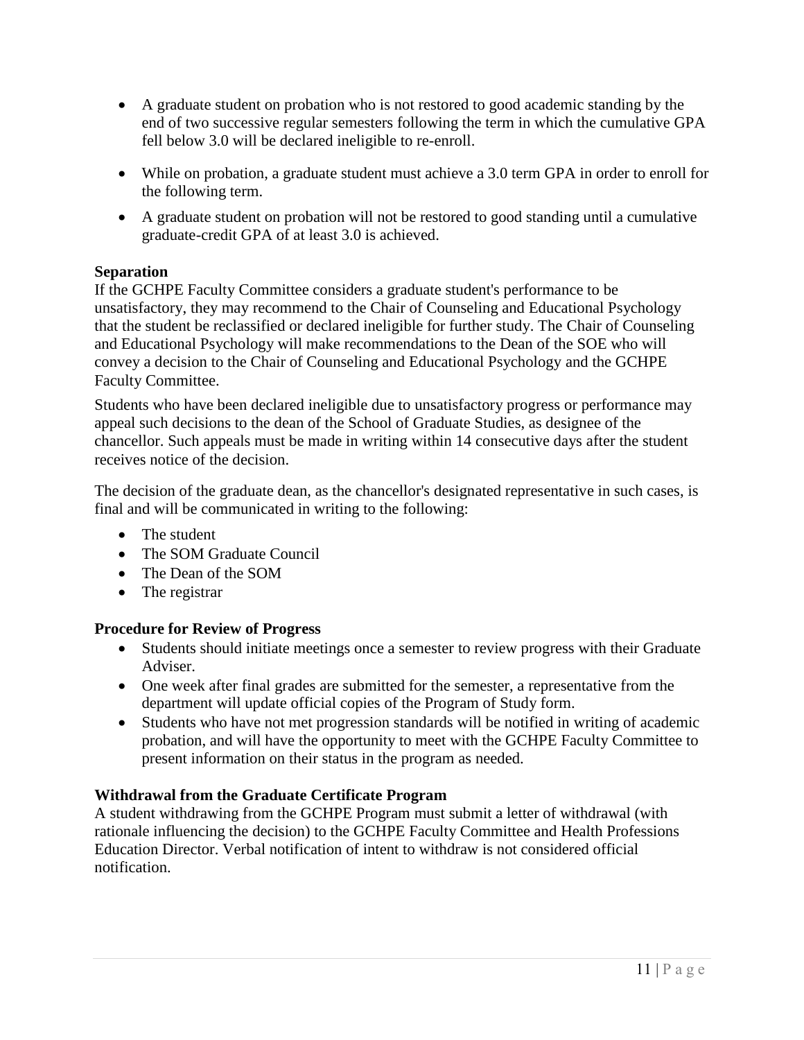- A graduate student on probation who is not restored to good academic standing by the end of two successive regular semesters following the term in which the cumulative GPA fell below 3.0 will be declared ineligible to re-enroll.
- While on probation, a graduate student must achieve a 3.0 term GPA in order to enroll for the following term.
- A graduate student on probation will not be restored to good standing until a cumulative graduate-credit GPA of at least 3.0 is achieved.

**Separation**

If the GCHPE Faculty Committee considers a graduate student's performance to be unsatisfactory, they may recommend to the Chair of Counseling and Educational Psychology that the student be reclassified or declared ineligible for further study. The Chair of Counseling and Educational Psychology will make recommendations to the Dean of the SOE who will convey a decision to the Chair of Counseling and Educational Psychology and the GCHPE Faculty Committee.

Students who have been declared ineligible due to unsatisfactory progress or performance may appeal such decisions to the dean of the School of Graduate Studies, as designee of the chancellor. Such appeals must be made in writing within 14 consecutive days after the student receives notice of the decision.

The decision of the graduate dean, as the chancellor's designated representative in such cases, is final and will be communicated in writing to the following:

- The student
- The SOM Graduate Council
- The Dean of the SOM
- The registrar

**Procedure for Review of Progress**

- Students should initiate meetings once a semester to review progress with their Graduate Adviser.
- One week after final grades are submitted for the semester, a representative from the department will update official copies of the Program of Study form.
- Students who have not met progression standards will be notified in writing of academic probation, and will have the opportunity to meet with the GCHPE Faculty Committee to present information on their status in the program as needed.

**Withdrawal from the Graduate Certificate Program**

A student withdrawing from the GCHPE Program must submit a letter of withdrawal (with rationale influencing the decision) to the GCHPE Faculty Committee and Health Professions Education Director. Verbal notification of intent to withdraw is not considered official notification.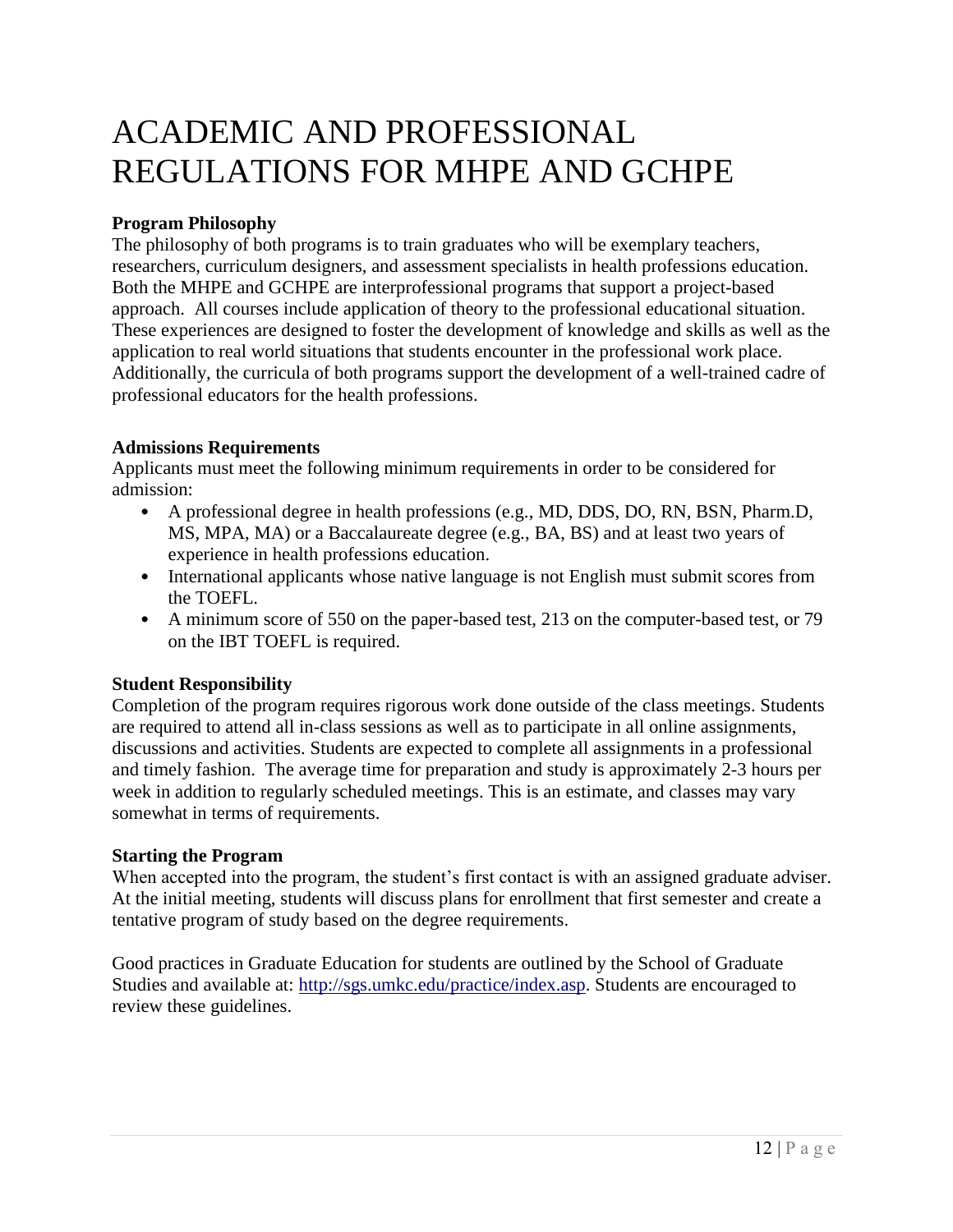# ACADEMIC AND PROFESSIONAL REGULATIONS FOR MHPE AND GCHPE

**Program Philosophy**

The philosophy of both programs is to train graduates who will be exemplary teachers, researchers, curriculum designers, and assessment specialists in health professions education. Both the MHPE and GCHPE are interprofessional programs that support a project-based approach. All courses include application of theory to the professional educational situation. These experiences are designed to foster the development of knowledge and skills as well as the application to real world situations that students encounter in the professional work place. Additionally, the curricula of both programs support the development of a well-trained cadre of professional educators for the health professions.

**Admissions Requirements**

Applicants must meet the following minimum requirements in order to be considered for admission:

- A professional degree in health professions (e.g., MD, DDS, DO, RN, BSN, Pharm.D, MS, MPA, MA) or a Baccalaureate degree (e.g., BA, BS) and at least two years of experience in health professions education.
- International applicants whose native language is not English must submit scores from the TOEFL.
- A minimum score of 550 on the paper-based test, 213 on the computer-based test, or 79 on the IBT TOEFL is required.

**Student Responsibility**

Completion of the program requires rigorous work done outside of the class meetings. Students are required to attend all in-class sessions as well as to participate in all online assignments, discussions and activities. Students are expected to complete all assignments in a professional and timely fashion. The average time for preparation and study is approximately 2-3 hours per week in addition to regularly scheduled meetings. This is an estimate, and classes may vary somewhat in terms of requirements.

**Starting the Program**

When accepted into the program, the student's first contact is with an assigned graduate adviser. At the initial meeting, students will discuss plans for enrollment that first semester and create a tentative program of study based on the degree requirements.

Good practices in Graduate Education for students are outlined by the School of Graduate Studies and available at: http://sgs.umkc.edu/practice/index.asp. Students are encouraged to review these guidelines.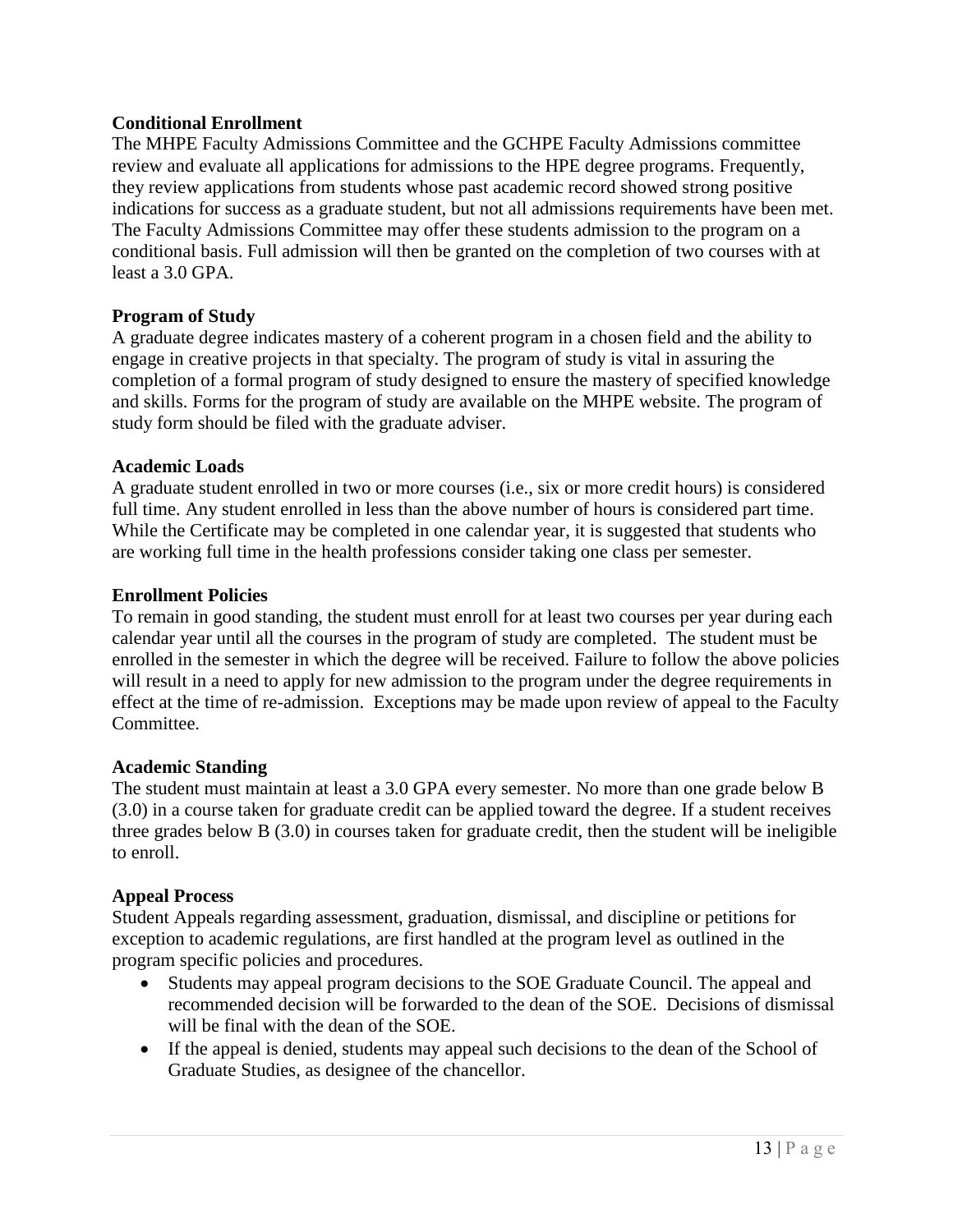### Conditional Enrollment

The MHPE Faculty Admissions Committee and the GCHPE Faculty Admissions committee review and evaluate all applications for admissions to the HPE degree programs. Frequently, they review applications from students whose past academic record showed strong positive indications for success as a graduate student, but not all admissions requirements have been met. The Faculty Admissions Committee may offer these students admission to the program on a conditional basis. Full admission will then be granted on the completion of two courses with at least a 3.0 GPA.

### Program of Study

A graduate degree indicates mastery of a coherent program in a chosen field and the ability to engage in creative projects in that specialty. The program of study is vital in assuring the completion of a formal program of study designed to ensure the mastery of specified knowledge and skills. Forms for the program of study are available on the MHPE website. The program of study form should be filed with the graduate adviser.

### Academic Loads

A graduate student enrolled in two or more courses (i.e., six or more credit hours) is considered full time. Any student enrolled in less than the above number of hours is considered part time. While the Certificate may be completed in one calendar year, it is suggested that students who are working full time in the health professions consider taking one class per semester.

### Enrollment Policies

To remain in good standing, the student must enroll for at least two courses per year during each calendar year until all the courses in the program of study are completed. The student must be enrolled in the semester in which the degree will be received. Failure to follow the above policies will result in a need to apply for new admission to the program under the degree requirements in effect at the time of re-admission. Exceptions may be made upon review of appeal to the Faculty Committee.

### Academic Standing

The student must maintain at least a 3.0 GPA every semester. No more than one grade below B (3.0) in a course taken for graduate credit can be applied toward the degree. If a student receives three grades below B (3.0) in courses taken for graduate credit, then the student will be ineligible to enroll.

### Appeal Process

Student Appeals regarding assessment, graduation, dismissal, and discipline or petitions for exception to academic regulations, are first handled at the program level as outlined in the program specific policies and procedures.

- Students may appeal program decisions to the SOE Graduate Council. The appeal and recommended decision will be forwarded to the dean of the SOE. Decisions of dismissal will be final with the dean of the SOE.
- If the appeal is denied, students may appeal such decisions to the dean of the School of Graduate Studies, as designee of the chancellor.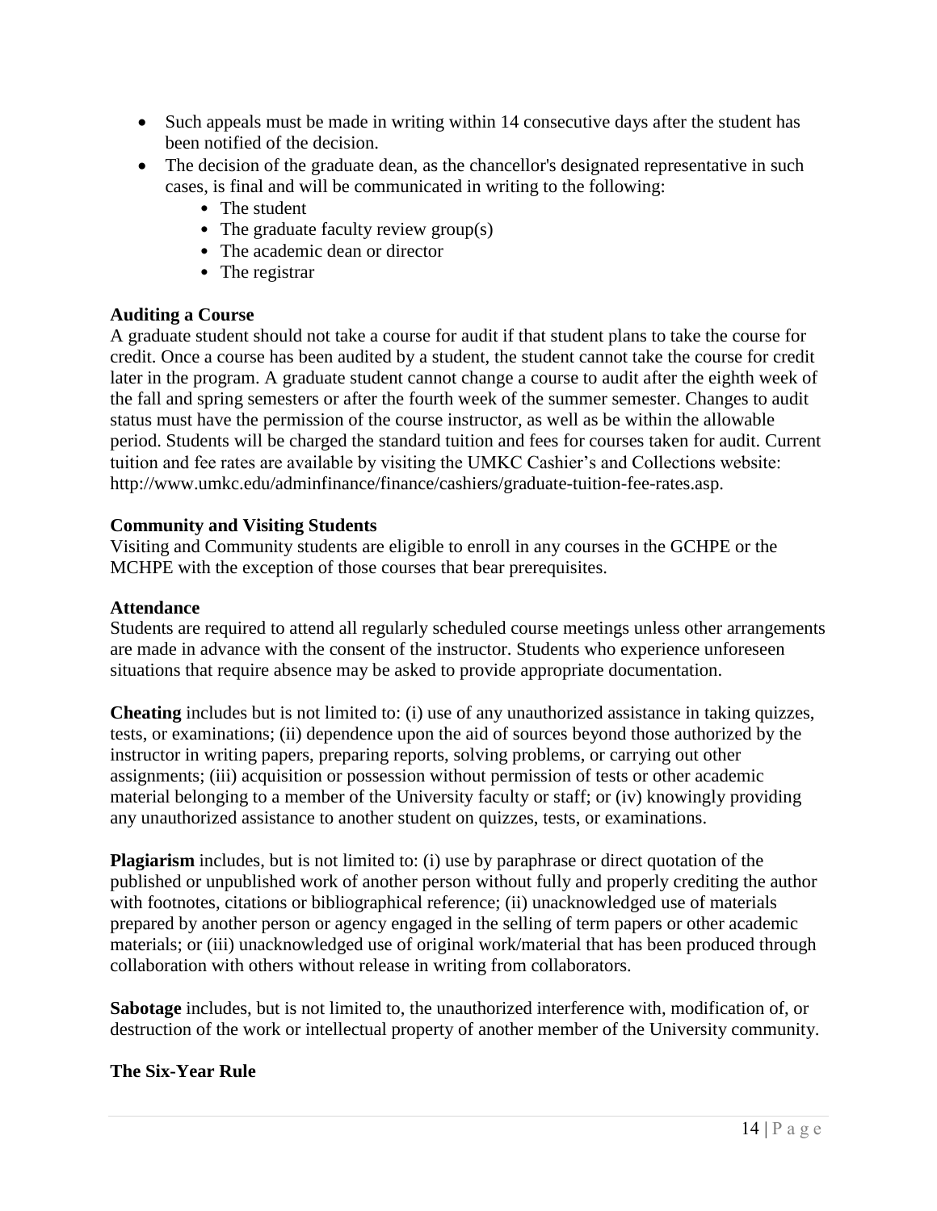- Such appeals must be made in writing within 14 consecutive days after the student has been notified of the decision.
- The decision of the graduate dean, as the chancellor's designated representative in such cases, is final and will be communicated in writing to the following:
  - The student
  - The graduate faculty review group(s)
  - The academic dean or director
  - The registrar

**Auditing a Course**

A graduate student should not take a course for audit if that student plans to take the course for credit. Once a course has been audited by a student, the student cannot take the course for credit later in the program. A graduate student cannot change a course to audit after the eighth week of the fall and spring semesters or after the fourth week of the summer semester. Changes to audit status must have the permission of the course instructor, as well as be within the allowable period. Students will be charged the standard tuition and fees for courses taken for audit. Current tuition and fee rates are available by visiting the UMKC Cashier's and Collections website: http://www.umkc.edu/adminfinance/finance/cashiers/graduate-tuition-fee-rates.asp.

**Community and Visiting Students**

Visiting and Community students are eligible to enroll in any courses in the GCHPE or the MCHPE with the exception of those courses that bear prerequisites.

**Attendance**

Students are required to attend all regularly scheduled course meetings unless other arrangements are made in advance with the consent of the instructor. Students who experience unforeseen situations that require absence may be asked to provide appropriate documentation.

**Cheating** includes but is not limited to: (i) use of any unauthorized assistance in taking quizzes, tests, or examinations; (ii) dependence upon the aid of sources beyond those authorized by the instructor in writing papers, preparing reports, solving problems, or carrying out other assignments; (iii) acquisition or possession without permission of tests or other academic material belonging to a member of the University faculty or staff; or (iv) knowingly providing any unauthorized assistance to another student on quizzes, tests, or examinations.

**Plagiarism** includes, but is not limited to: (i) use by paraphrase or direct quotation of the published or unpublished work of another person without fully and properly crediting the author with footnotes, citations or bibliographical reference; (ii) unacknowledged use of materials prepared by another person or agency engaged in the selling of term papers or other academic materials; or (iii) unacknowledged use of original work/material that has been produced through collaboration with others without release in writing from collaborators.

**Sabotage** includes, but is not limited to, the unauthorized interference with, modification of, or destruction of the work or intellectual property of another member of the University community.

**The Six-Year Rule**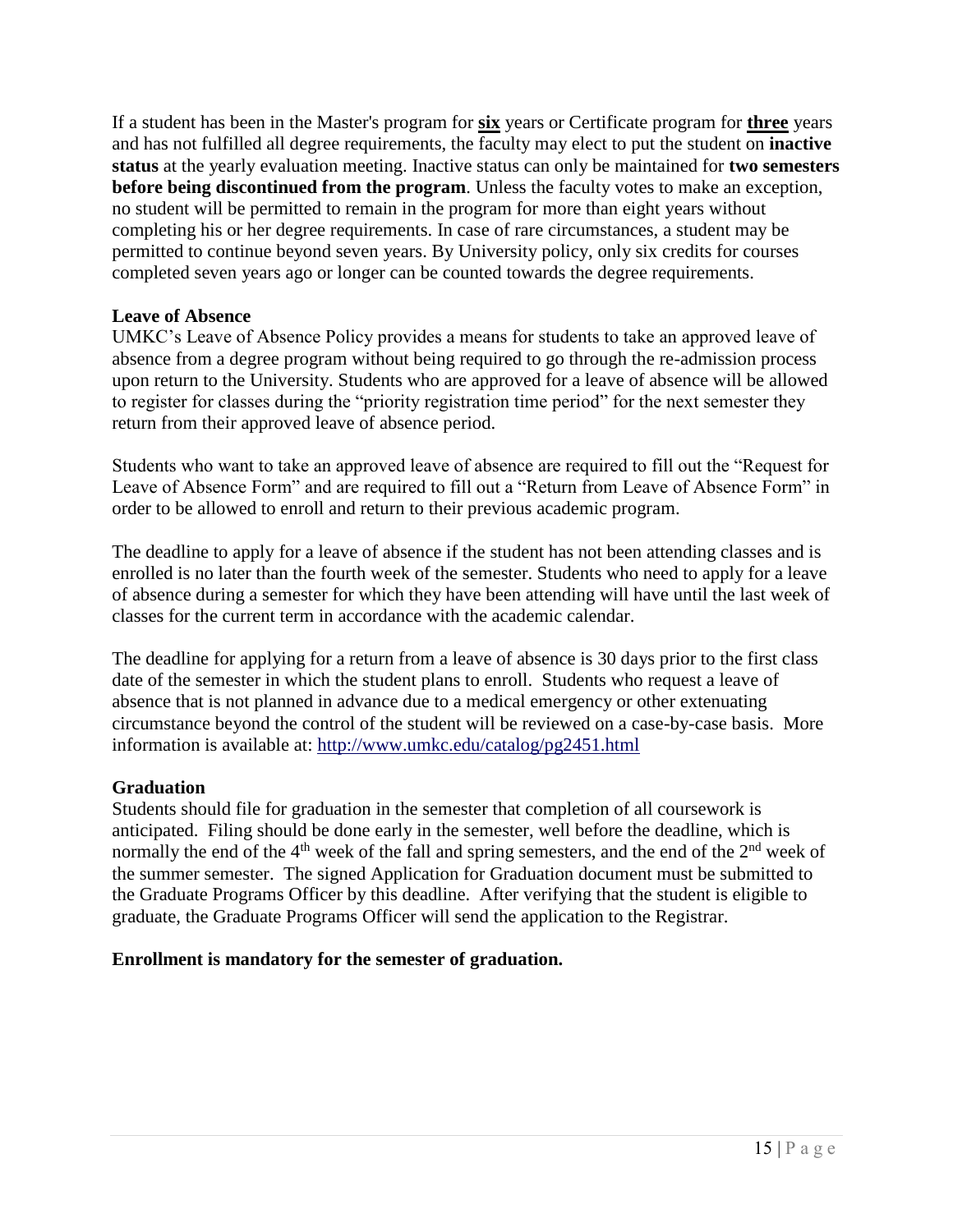If a student has been in the Master's program for **six** years or Certificate program for **three** years and has not fulfilled all degree requirements, the faculty may elect to put the student on **inactive status** at the yearly evaluation meeting. Inactive status can only be maintained for **two semesters before being discontinued from the program**. Unless the faculty votes to make an exception, no student will be permitted to remain in the program for more than eight years without completing his or her degree requirements. In case of rare circumstances, a student may be permitted to continue beyond seven years. By University policy, only six credits for courses completed seven years ago or longer can be counted towards the degree requirements.

**Leave of Absence**

UMKC's Leave of Absence Policy provides a means for students to take an approved leave of absence from a degree program without being required to go through the re-admission process upon return to the University. Students who are approved for a leave of absence will be allowed to register for classes during the "priority registration time period" for the next semester they return from their approved leave of absence period.

Students who want to take an approved leave of absence are required to fill out the "Request for Leave of Absence Form" and are required to fill out a "Return from Leave of Absence Form" in order to be allowed to enroll and return to their previous academic program.

The deadline to apply for a leave of absence if the student has not been attending classes and is enrolled is no later than the fourth week of the semester. Students who need to apply for a leave of absence during a semester for which they have been attending will have until the last week of classes for the current term in accordance with the academic calendar.

The deadline for applying for a return from a leave of absence is 30 days prior to the first class date of the semester in which the student plans to enroll. Students who request a leave of absence that is not planned in advance due to a medical emergency or other extenuating circumstance beyond the control of the student will be reviewed on a case-by-case basis. More information is available at: http://www.umkc.edu/catalog/pg2451.html

**Graduation**

Students should file for graduation in the semester that completion of all coursework is anticipated. Filing should be done early in the semester, well before the deadline, which is normally the end of the 4th week of the fall and spring semesters, and the end of the 2nd week of the summer semester. The signed Application for Graduation document must be submitted to the Graduate Programs Officer by this deadline. After verifying that the student is eligible to graduate, the Graduate Programs Officer will send the application to the Registrar.

**Enrollment is mandatory for the semester of graduation.**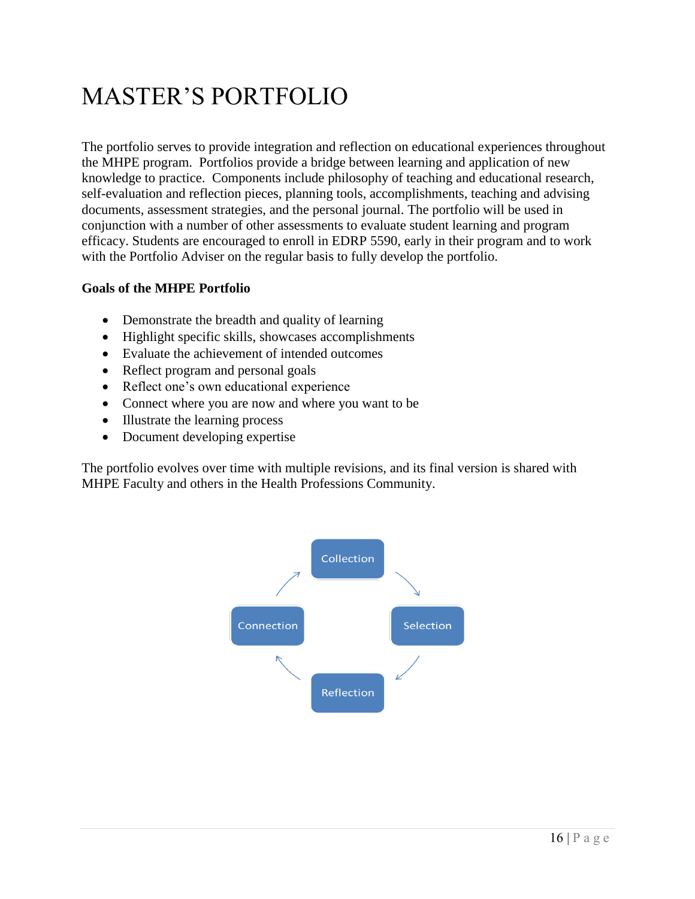# MASTER'S PORTFOLIO

The portfolio serves to provide integration and reflection on educational experiences throughout the MHPE program. Portfolios provide a bridge between learning and application of new knowledge to practice. Components include philosophy of teaching and educational research, self-evaluation and reflection pieces, planning tools, accomplishments, teaching and advising documents, assessment strategies, and the personal journal. The portfolio will be used in conjunction with a number of other assessments to evaluate student learning and program efficacy. Students are encouraged to enroll in EDRP 5590, early in their program and to work with the Portfolio Adviser on the regular basis to fully develop the portfolio.

**Goals of the MHPE Portfolio**

- Demonstrate the breadth and quality of learning
- Highlight specific skills, showcases accomplishments
- Evaluate the achievement of intended outcomes
- Reflect program and personal goals
- Reflect one's own educational experience
- Connect where you are now and where you want to be
- Illustrate the learning process
- Document developing expertise

The portfolio evolves over time with multiple revisions, and its final version is shared with MHPE Faculty and others in the Health Professions Community.

Collection → Selection → Reflection → Connection → Collection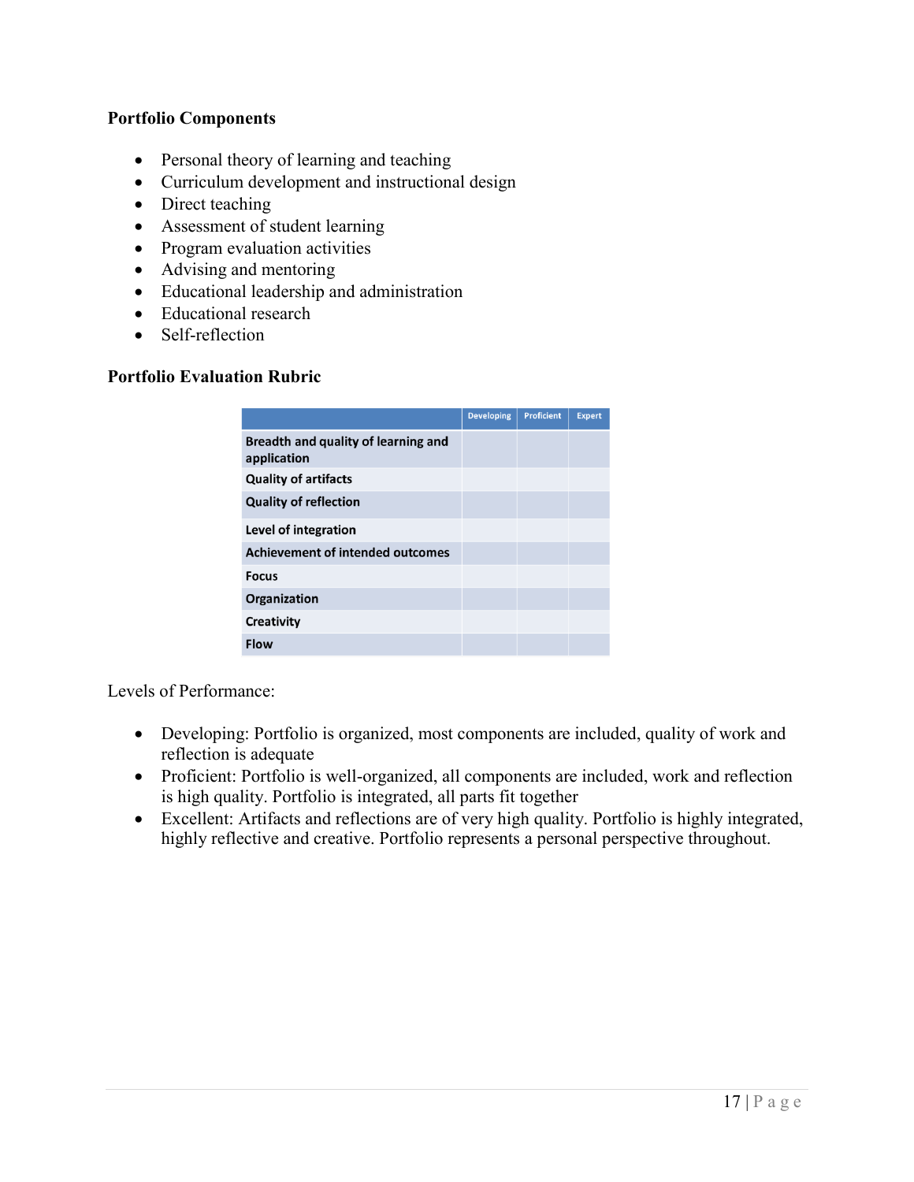**Portfolio Components**

- Personal theory of learning and teaching
- Curriculum development and instructional design
- Direct teaching
- Assessment of student learning
- Program evaluation activities
- Advising and mentoring
- Educational leadership and administration
- Educational research
- Self-reflection

**Portfolio Evaluation Rubric**

| | Developing | Proficient | Expert |
|---|---|---|---|
| **Breadth and quality of learning and application** | | | |
| **Quality of artifacts** | | | |
| **Quality of reflection** | | | |
| **Level of integration** | | | |
| **Achievement of intended outcomes** | | | |
| **Focus** | | | |
| **Organization** | | | |
| **Creativity** | | | |
| **Flow** | | | |

Levels of Performance:

- Developing: Portfolio is organized, most components are included, quality of work and reflection is adequate
- Proficient: Portfolio is well-organized, all components are included, work and reflection is high quality. Portfolio is integrated, all parts fit together
- Excellent: Artifacts and reflections are of very high quality. Portfolio is highly integrated, highly reflective and creative. Portfolio represents a personal perspective throughout.